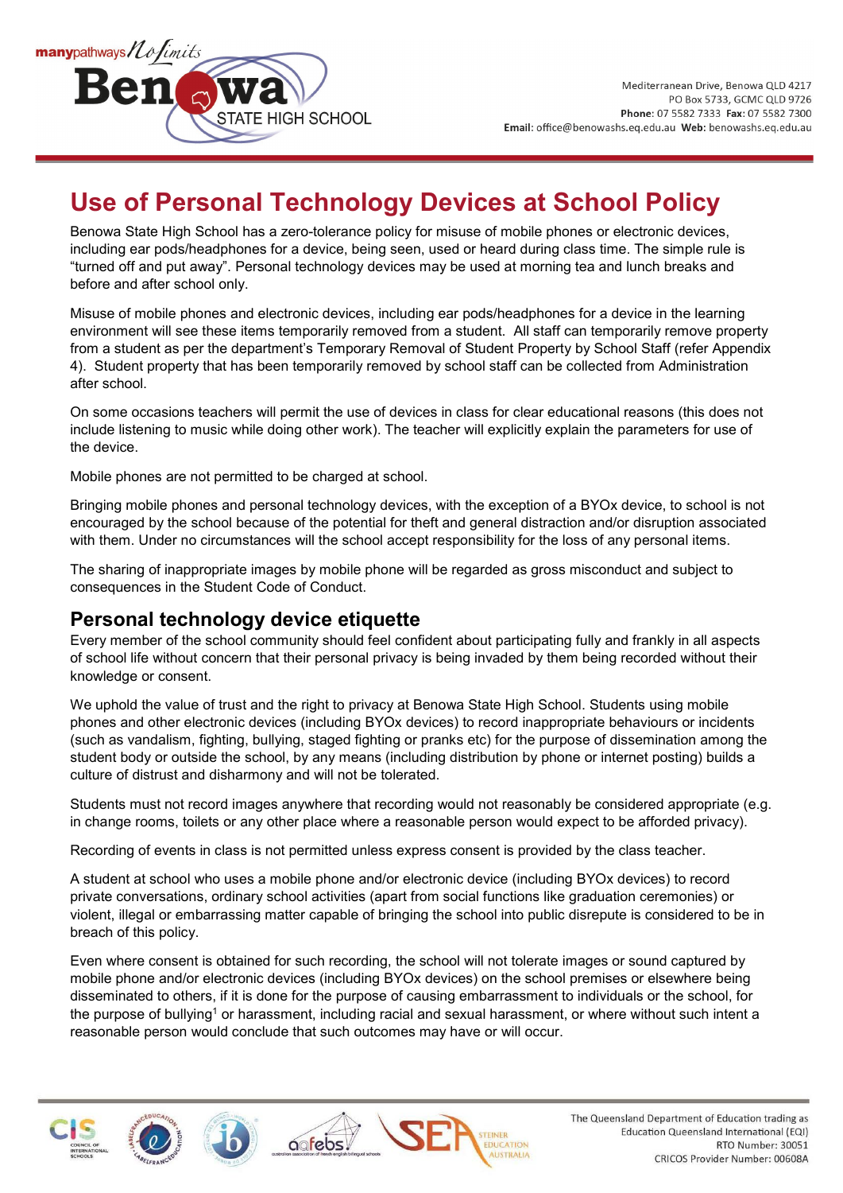# Use of Personal Technology Devices at School Policy

Benowa State High School has a zero-tolerance policy for misuse of mobile phones or electronic devices, including ear pods/headphones for a device, being seen, used or heard during class time. The simple rule is "turned off and put away". Personal technology devices may be used at morning tea and lunch breaks and before and after school only.

Misuse of mobile phones and electronic devices, including ear pods/headphones for a device in the learning environment will see these items temporarily removed from a student. All staff can temporarily remove property from a student as per the department's Temporary Removal of Student Property by School Staff (refer Appendix 4). Student property that has been temporarily removed by school staff can be collected from Administration after school.

On some occasions teachers will permit the use of devices in class for clear educational reasons (this does not include listening to music while doing other work). The teacher will explicitly explain the parameters for use of the device.

Mobile phones are not permitted to be charged at school.

Bringing mobile phones and personal technology devices, with the exception of a BYOx device, to school is not encouraged by the school because of the potential for theft and general distraction and/or disruption associated with them. Under no circumstances will the school accept responsibility for the loss of any personal items.

The sharing of inappropriate images by mobile phone will be regarded as gross misconduct and subject to consequences in the Student Code of Conduct.

## Personal technology device etiquette

Every member of the school community should feel confident about participating fully and frankly in all aspects of school life without concern that their personal privacy is being invaded by them being recorded without their knowledge or consent.

We uphold the value of trust and the right to privacy at Benowa State High School. Students using mobile phones and other electronic devices (including BYOx devices) to record inappropriate behaviours or incidents (such as vandalism, fighting, bullying, staged fighting or pranks etc) for the purpose of dissemination among the student body or outside the school, by any means (including distribution by phone or internet posting) builds a culture of distrust and disharmony and will not be tolerated.

Students must not record images anywhere that recording would not reasonably be considered appropriate (e.g. in change rooms, toilets or any other place where a reasonable person would expect to be afforded privacy).

Recording of events in class is not permitted unless express consent is provided by the class teacher.

A student at school who uses a mobile phone and/or electronic device (including BYOx devices) to record private conversations, ordinary school activities (apart from social functions like graduation ceremonies) or violent, illegal or embarrassing matter capable of bringing the school into public disrepute is considered to be in breach of this policy.

Even where consent is obtained for such recording, the school will not tolerate images or sound captured by mobile phone and/or electronic devices (including BYOx devices) on the school premises or elsewhere being disseminated to others, if it is done for the purpose of causing embarrassment to individuals or the school, for the purpose of bullying[1] or harassment, including racial and sexual harassment, or where without such intent a reasonable person would conclude that such outcomes may have or will occur.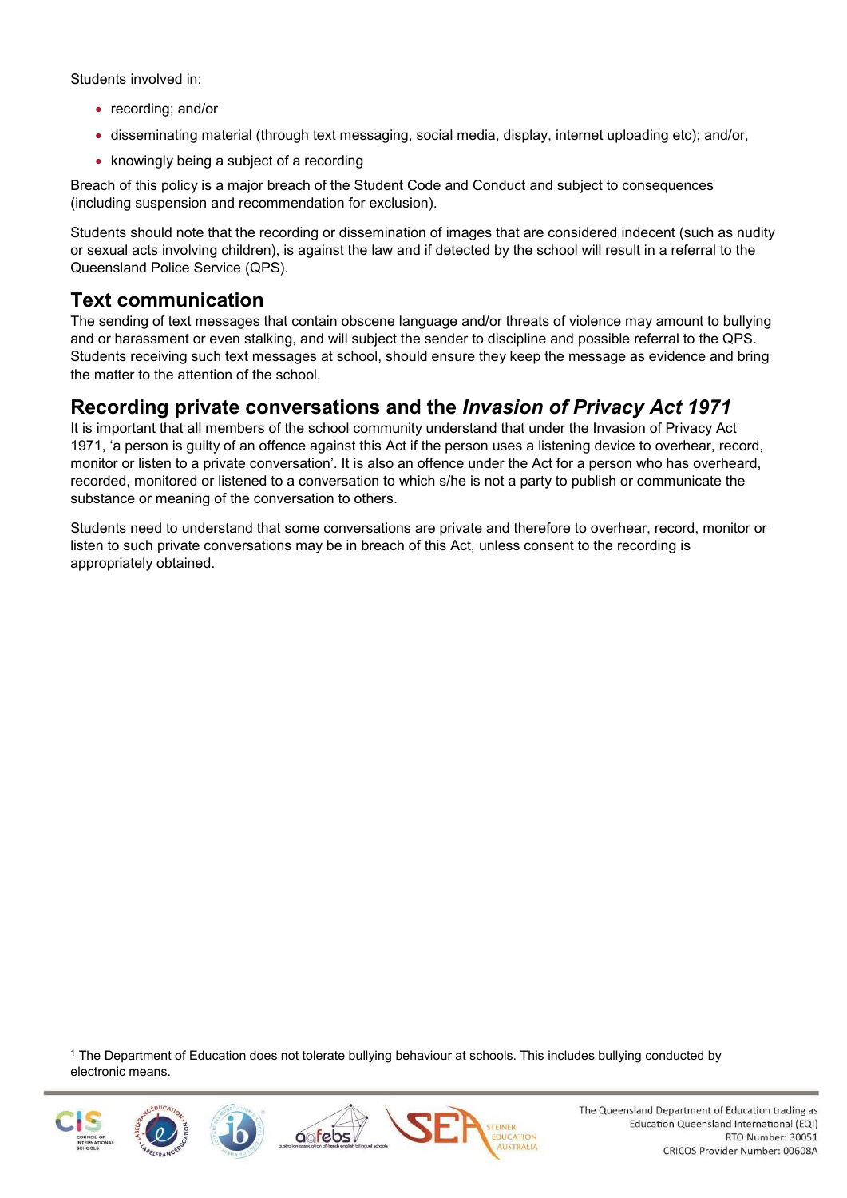Students involved in:

- recording; and/or
- disseminating material (through text messaging, social media, display, internet uploading etc); and/or,
- knowingly being a subject of a recording

Breach of this policy is a major breach of the Student Code and Conduct and subject to consequences (including suspension and recommendation for exclusion).

Students should note that the recording or dissemination of images that are considered indecent (such as nudity or sexual acts involving children), is against the law and if detected by the school will result in a referral to the Queensland Police Service (QPS).

## Text communication

The sending of text messages that contain obscene language and/or threats of violence may amount to bullying and or harassment or even stalking, and will subject the sender to discipline and possible referral to the QPS. Students receiving such text messages at school, should ensure they keep the message as evidence and bring the matter to the attention of the school.

## Recording private conversations and the *Invasion of Privacy Act 1971*

It is important that all members of the school community understand that under the Invasion of Privacy Act 1971, 'a person is guilty of an offence against this Act if the person uses a listening device to overhear, record, monitor or listen to a private conversation'. It is also an offence under the Act for a person who has overheard, recorded, monitored or listened to a conversation to which s/he is not a party to publish or communicate the substance or meaning of the conversation to others.

Students need to understand that some conversations are private and therefore to overhear, record, monitor or listen to such private conversations may be in breach of this Act, unless consent to the recording is appropriately obtained.

[1] The Department of Education does not tolerate bullying behaviour at schools. This includes bullying conducted by electronic means.